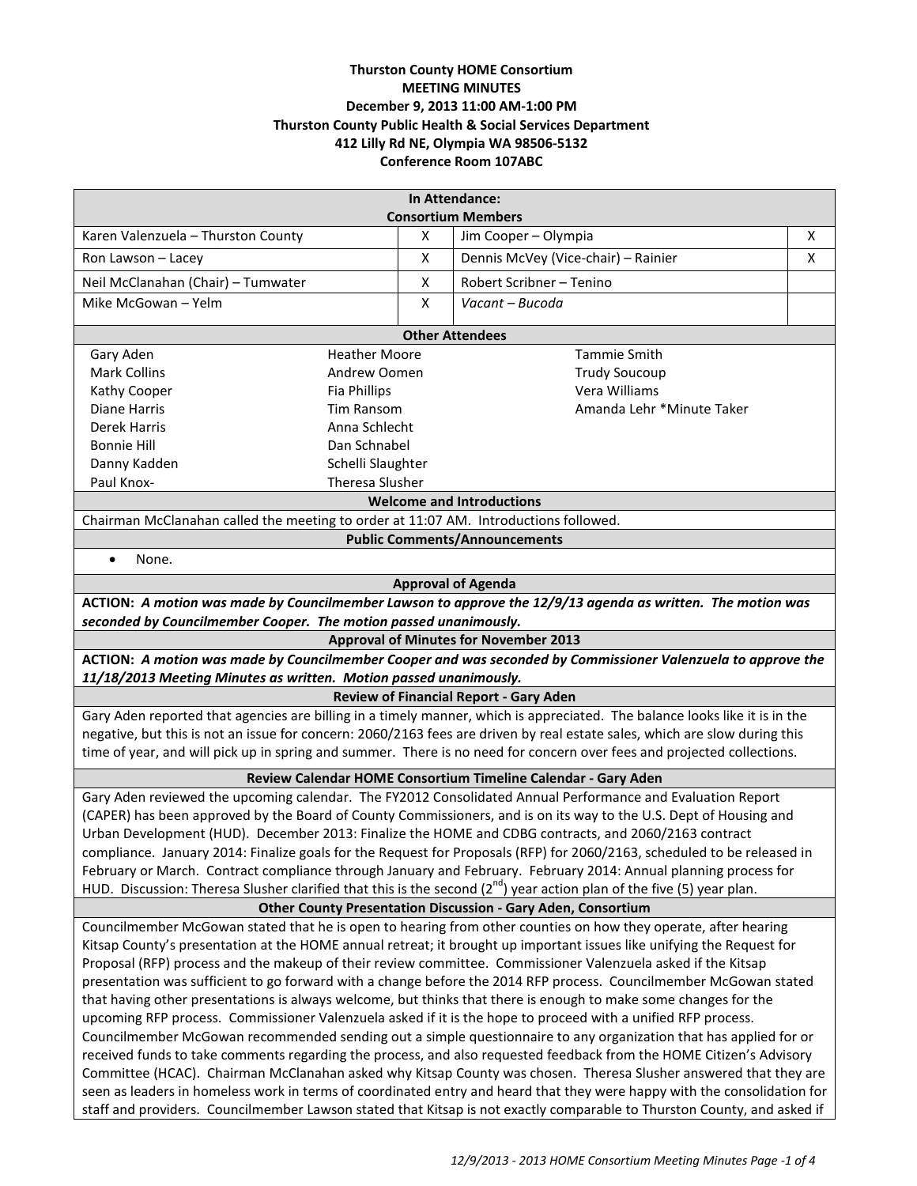**Thurston County HOME Consortium**
**MEETING MINUTES**
**December 9, 2013 11:00 AM-1:00 PM**
**Thurston County Public Health & Social Services Department**
**412 Lilly Rd NE, Olympia WA 98506-5132**
**Conference Room 107ABC**

**In Attendance:**
**Consortium Members**

| Member | Present | Member | Present |
|---|---|---|---|
| Karen Valenzuela – Thurston County | X | Jim Cooper – Olympia | X |
| Ron Lawson – Lacey | X | Dennis McVey (Vice-chair) – Rainier | X |
| Neil McClanahan (Chair) – Tumwater | X | Robert Scribner – Tenino | |
| Mike McGowan – Yelm | X | *Vacant – Bucoda* | |

**Other Attendees**

| | | |
|---|---|---|
| Gary Aden | Heather Moore | Tammie Smith |
| Mark Collins | Andrew Oomen | Trudy Soucoup |
| Kathy Cooper | Fia Phillips | Vera Williams |
| Diane Harris | Tim Ransom | Amanda Lehr *Minute Taker |
| Derek Harris | Anna Schlecht | |
| Bonnie Hill | Dan Schnabel | |
| Danny Kadden | Schelli Slaughter | |
| Paul Knox- | Theresa Slusher | |

**Welcome and Introductions**

Chairman McClanahan called the meeting to order at 11:07 AM. Introductions followed.

**Public Comments/Announcements**

- None.

**Approval of Agenda**

**ACTION:** ***A motion was made by Councilmember Lawson to approve the 12/9/13 agenda as written. The motion was seconded by Councilmember Cooper. The motion passed unanimously.***

**Approval of Minutes for November 2013**

**ACTION:** ***A motion was made by Councilmember Cooper and was seconded by Commissioner Valenzuela to approve the 11/18/2013 Meeting Minutes as written. Motion passed unanimously.***

**Review of Financial Report - Gary Aden**

Gary Aden reported that agencies are billing in a timely manner, which is appreciated. The balance looks like it is in the negative, but this is not an issue for concern: 2060/2163 fees are driven by real estate sales, which are slow during this time of year, and will pick up in spring and summer. There is no need for concern over fees and projected collections.

**Review Calendar HOME Consortium Timeline Calendar - Gary Aden**

Gary Aden reviewed the upcoming calendar. The FY2012 Consolidated Annual Performance and Evaluation Report (CAPER) has been approved by the Board of County Commissioners, and is on its way to the U.S. Dept of Housing and Urban Development (HUD). December 2013: Finalize the HOME and CDBG contracts, and 2060/2163 contract compliance. January 2014: Finalize goals for the Request for Proposals (RFP) for 2060/2163, scheduled to be released in February or March. Contract compliance through January and February. February 2014: Annual planning process for HUD. Discussion: Theresa Slusher clarified that this is the second (2nd) year action plan of the five (5) year plan.

**Other County Presentation Discussion - Gary Aden, Consortium**

Councilmember McGowan stated that he is open to hearing from other counties on how they operate, after hearing Kitsap County's presentation at the HOME annual retreat; it brought up important issues like unifying the Request for Proposal (RFP) process and the makeup of their review committee. Commissioner Valenzuela asked if the Kitsap presentation was sufficient to go forward with a change before the 2014 RFP process. Councilmember McGowan stated that having other presentations is always welcome, but thinks that there is enough to make some changes for the upcoming RFP process. Commissioner Valenzuela asked if it is the hope to proceed with a unified RFP process. Councilmember McGowan recommended sending out a simple questionnaire to any organization that has applied for or received funds to take comments regarding the process, and also requested feedback from the HOME Citizen's Advisory Committee (HCAC). Chairman McClanahan asked why Kitsap County was chosen. Theresa Slusher answered that they are seen as leaders in homeless work in terms of coordinated entry and heard that they were happy with the consolidation for staff and providers. Councilmember Lawson stated that Kitsap is not exactly comparable to Thurston County, and asked if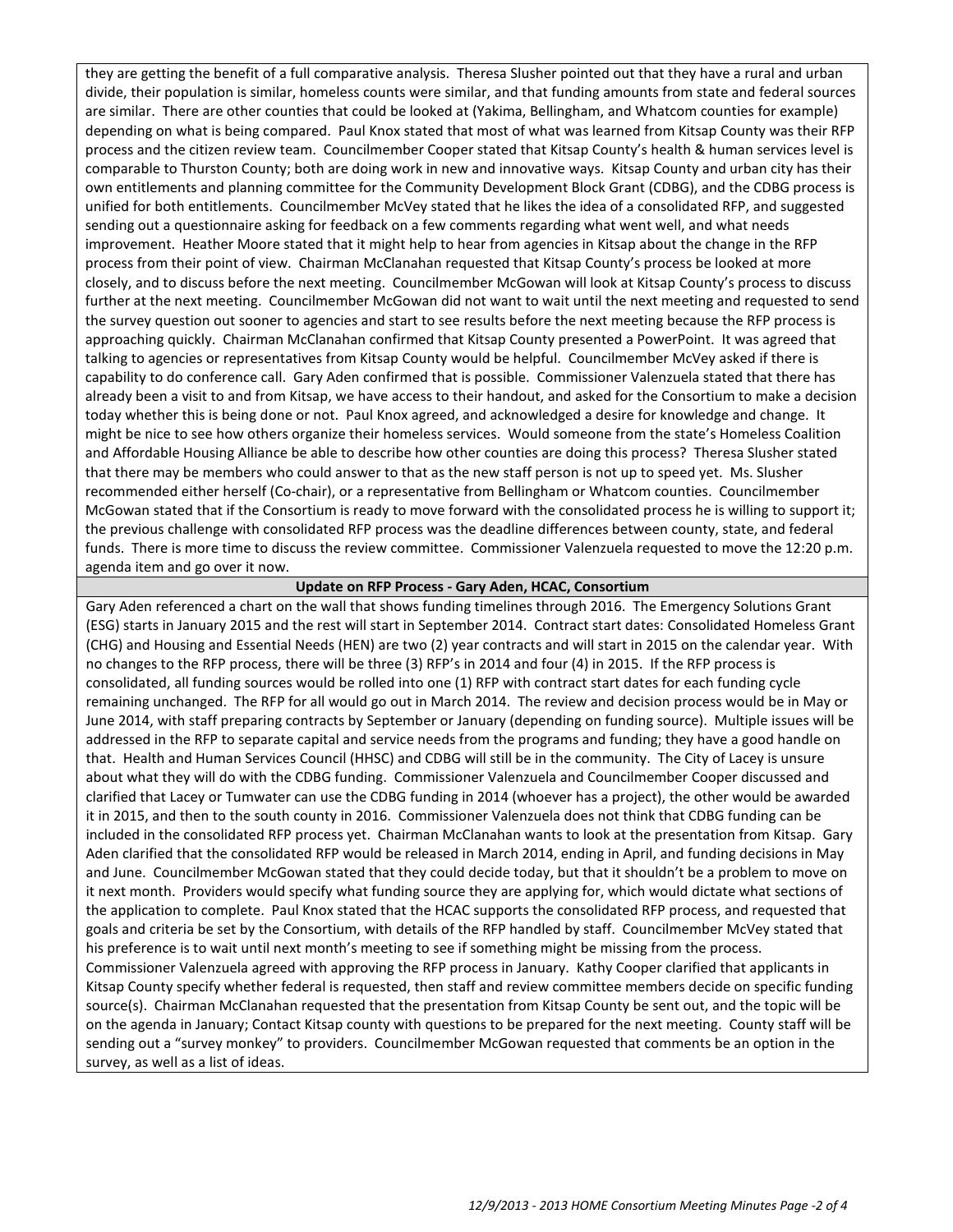they are getting the benefit of a full comparative analysis. Theresa Slusher pointed out that they have a rural and urban divide, their population is similar, homeless counts were similar, and that funding amounts from state and federal sources are similar. There are other counties that could be looked at (Yakima, Bellingham, and Whatcom counties for example) depending on what is being compared. Paul Knox stated that most of what was learned from Kitsap County was their RFP process and the citizen review team. Councilmember Cooper stated that Kitsap County's health & human services level is comparable to Thurston County; both are doing work in new and innovative ways. Kitsap County and urban city has their own entitlements and planning committee for the Community Development Block Grant (CDBG), and the CDBG process is unified for both entitlements. Councilmember McVey stated that he likes the idea of a consolidated RFP, and suggested sending out a questionnaire asking for feedback on a few comments regarding what went well, and what needs improvement. Heather Moore stated that it might help to hear from agencies in Kitsap about the change in the RFP process from their point of view. Chairman McClanahan requested that Kitsap County's process be looked at more closely, and to discuss before the next meeting. Councilmember McGowan will look at Kitsap County's process to discuss further at the next meeting. Councilmember McGowan did not want to wait until the next meeting and requested to send the survey question out sooner to agencies and start to see results before the next meeting because the RFP process is approaching quickly. Chairman McClanahan confirmed that Kitsap County presented a PowerPoint. It was agreed that talking to agencies or representatives from Kitsap County would be helpful. Councilmember McVey asked if there is capability to do conference call. Gary Aden confirmed that is possible. Commissioner Valenzuela stated that there has already been a visit to and from Kitsap, we have access to their handout, and asked for the Consortium to make a decision today whether this is being done or not. Paul Knox agreed, and acknowledged a desire for knowledge and change. It might be nice to see how others organize their homeless services. Would someone from the state's Homeless Coalition and Affordable Housing Alliance be able to describe how other counties are doing this process? Theresa Slusher stated that there may be members who could answer to that as the new staff person is not up to speed yet. Ms. Slusher recommended either herself (Co-chair), or a representative from Bellingham or Whatcom counties. Councilmember McGowan stated that if the Consortium is ready to move forward with the consolidated process he is willing to support it; the previous challenge with consolidated RFP process was the deadline differences between county, state, and federal funds. There is more time to discuss the review committee. Commissioner Valenzuela requested to move the 12:20 p.m. agenda item and go over it now.

**Update on RFP Process - Gary Aden, HCAC, Consortium**

Gary Aden referenced a chart on the wall that shows funding timelines through 2016. The Emergency Solutions Grant (ESG) starts in January 2015 and the rest will start in September 2014. Contract start dates: Consolidated Homeless Grant (CHG) and Housing and Essential Needs (HEN) are two (2) year contracts and will start in 2015 on the calendar year. With no changes to the RFP process, there will be three (3) RFP's in 2014 and four (4) in 2015. If the RFP process is consolidated, all funding sources would be rolled into one (1) RFP with contract start dates for each funding cycle remaining unchanged. The RFP for all would go out in March 2014. The review and decision process would be in May or June 2014, with staff preparing contracts by September or January (depending on funding source). Multiple issues will be addressed in the RFP to separate capital and service needs from the programs and funding; they have a good handle on that. Health and Human Services Council (HHSC) and CDBG will still be in the community. The City of Lacey is unsure about what they will do with the CDBG funding. Commissioner Valenzuela and Councilmember Cooper discussed and clarified that Lacey or Tumwater can use the CDBG funding in 2014 (whoever has a project), the other would be awarded it in 2015, and then to the south county in 2016. Commissioner Valenzuela does not think that CDBG funding can be included in the consolidated RFP process yet. Chairman McClanahan wants to look at the presentation from Kitsap. Gary Aden clarified that the consolidated RFP would be released in March 2014, ending in April, and funding decisions in May and June. Councilmember McGowan stated that they could decide today, but that it shouldn't be a problem to move on it next month. Providers would specify what funding source they are applying for, which would dictate what sections of the application to complete. Paul Knox stated that the HCAC supports the consolidated RFP process, and requested that goals and criteria be set by the Consortium, with details of the RFP handled by staff. Councilmember McVey stated that his preference is to wait until next month's meeting to see if something might be missing from the process. Commissioner Valenzuela agreed with approving the RFP process in January. Kathy Cooper clarified that applicants in Kitsap County specify whether federal is requested, then staff and review committee members decide on specific funding source(s). Chairman McClanahan requested that the presentation from Kitsap County be sent out, and the topic will be on the agenda in January; Contact Kitsap county with questions to be prepared for the next meeting. County staff will be sending out a "survey monkey" to providers. Councilmember McGowan requested that comments be an option in the survey, as well as a list of ideas.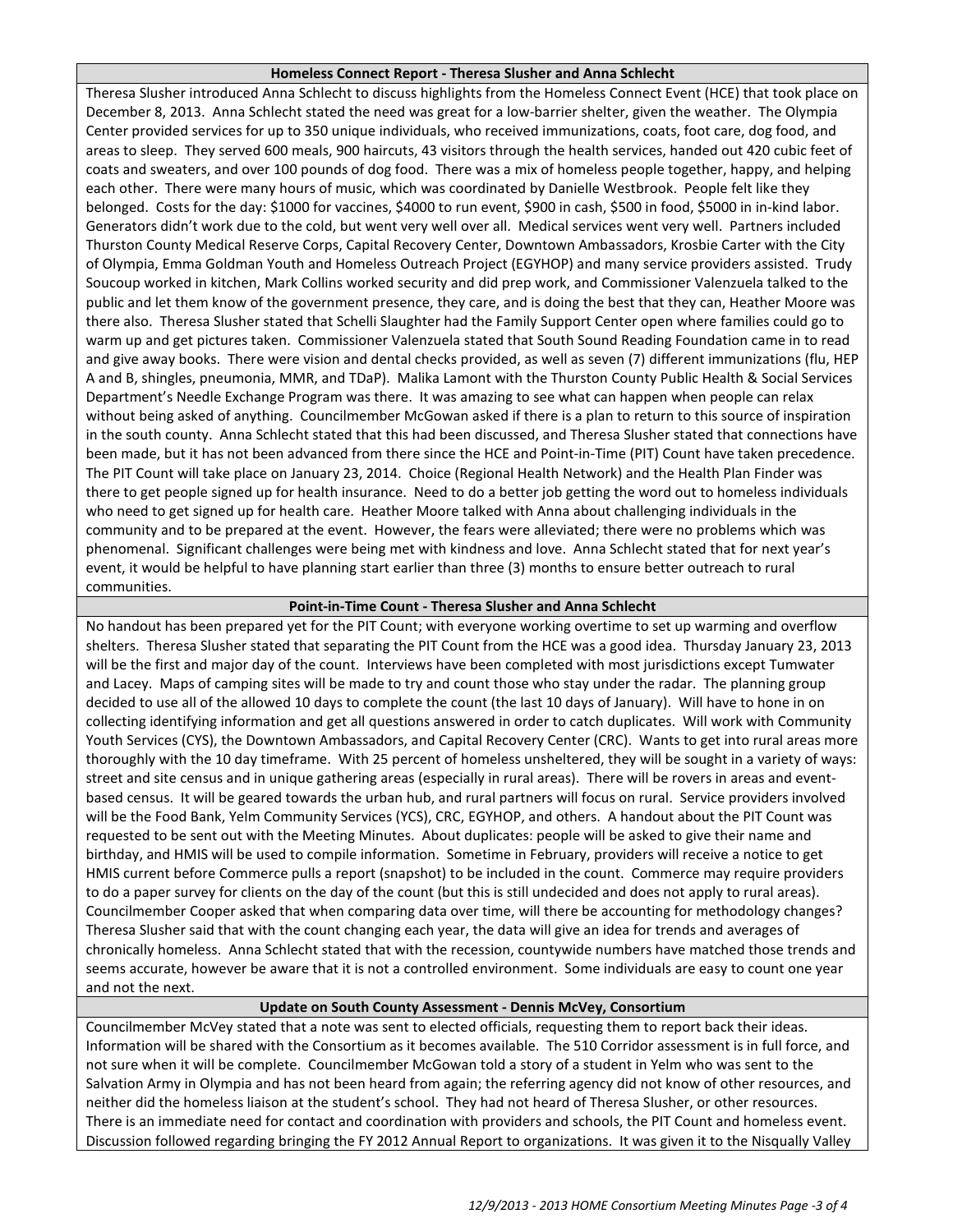### Homeless Connect Report - Theresa Slusher and Anna Schlecht

Theresa Slusher introduced Anna Schlecht to discuss highlights from the Homeless Connect Event (HCE) that took place on December 8, 2013. Anna Schlecht stated the need was great for a low-barrier shelter, given the weather. The Olympia Center provided services for up to 350 unique individuals, who received immunizations, coats, foot care, dog food, and areas to sleep. They served 600 meals, 900 haircuts, 43 visitors through the health services, handed out 420 cubic feet of coats and sweaters, and over 100 pounds of dog food. There was a mix of homeless people together, happy, and helping each other. There were many hours of music, which was coordinated by Danielle Westbrook. People felt like they belonged. Costs for the day: $1000 for vaccines, $4000 to run event, $900 in cash, $500 in food, $5000 in in-kind labor. Generators didn't work due to the cold, but went very well over all. Medical services went very well. Partners included Thurston County Medical Reserve Corps, Capital Recovery Center, Downtown Ambassadors, Krosbie Carter with the City of Olympia, Emma Goldman Youth and Homeless Outreach Project (EGYHOP) and many service providers assisted. Trudy Soucoup worked in kitchen, Mark Collins worked security and did prep work, and Commissioner Valenzuela talked to the public and let them know of the government presence, they care, and is doing the best that they can, Heather Moore was there also. Theresa Slusher stated that Schelli Slaughter had the Family Support Center open where families could go to warm up and get pictures taken. Commissioner Valenzuela stated that South Sound Reading Foundation came in to read and give away books. There were vision and dental checks provided, as well as seven (7) different immunizations (flu, HEP A and B, shingles, pneumonia, MMR, and TDaP). Malika Lamont with the Thurston County Public Health & Social Services Department's Needle Exchange Program was there. It was amazing to see what can happen when people can relax without being asked of anything. Councilmember McGowan asked if there is a plan to return to this source of inspiration in the south county. Anna Schlecht stated that this had been discussed, and Theresa Slusher stated that connections have been made, but it has not been advanced from there since the HCE and Point-in-Time (PIT) Count have taken precedence. The PIT Count will take place on January 23, 2014. Choice (Regional Health Network) and the Health Plan Finder was there to get people signed up for health insurance. Need to do a better job getting the word out to homeless individuals who need to get signed up for health care. Heather Moore talked with Anna about challenging individuals in the community and to be prepared at the event. However, the fears were alleviated; there were no problems which was phenomenal. Significant challenges were being met with kindness and love. Anna Schlecht stated that for next year's event, it would be helpful to have planning start earlier than three (3) months to ensure better outreach to rural communities.

### Point-in-Time Count - Theresa Slusher and Anna Schlecht

No handout has been prepared yet for the PIT Count; with everyone working overtime to set up warming and overflow shelters. Theresa Slusher stated that separating the PIT Count from the HCE was a good idea. Thursday January 23, 2013 will be the first and major day of the count. Interviews have been completed with most jurisdictions except Tumwater and Lacey. Maps of camping sites will be made to try and count those who stay under the radar. The planning group decided to use all of the allowed 10 days to complete the count (the last 10 days of January). Will have to hone in on collecting identifying information and get all questions answered in order to catch duplicates. Will work with Community Youth Services (CYS), the Downtown Ambassadors, and Capital Recovery Center (CRC). Wants to get into rural areas more thoroughly with the 10 day timeframe. With 25 percent of homeless unsheltered, they will be sought in a variety of ways: street and site census and in unique gathering areas (especially in rural areas). There will be rovers in areas and event-based census. It will be geared towards the urban hub, and rural partners will focus on rural. Service providers involved will be the Food Bank, Yelm Community Services (YCS), CRC, EGYHOP, and others. A handout about the PIT Count was requested to be sent out with the Meeting Minutes. About duplicates: people will be asked to give their name and birthday, and HMIS will be used to compile information. Sometime in February, providers will receive a notice to get HMIS current before Commerce pulls a report (snapshot) to be included in the count. Commerce may require providers to do a paper survey for clients on the day of the count (but this is still undecided and does not apply to rural areas). Councilmember Cooper asked that when comparing data over time, will there be accounting for methodology changes? Theresa Slusher said that with the count changing each year, the data will give an idea for trends and averages of chronically homeless. Anna Schlecht stated that with the recession, countywide numbers have matched those trends and seems accurate, however be aware that it is not a controlled environment. Some individuals are easy to count one year and not the next.

### Update on South County Assessment - Dennis McVey, Consortium

Councilmember McVey stated that a note was sent to elected officials, requesting them to report back their ideas. Information will be shared with the Consortium as it becomes available. The 510 Corridor assessment is in full force, and not sure when it will be complete. Councilmember McGowan told a story of a student in Yelm who was sent to the Salvation Army in Olympia and has not been heard from again; the referring agency did not know of other resources, and neither did the homeless liaison at the student's school. They had not heard of Theresa Slusher, or other resources. There is an immediate need for contact and coordination with providers and schools, the PIT Count and homeless event. Discussion followed regarding bringing the FY 2012 Annual Report to organizations. It was given it to the Nisqually Valley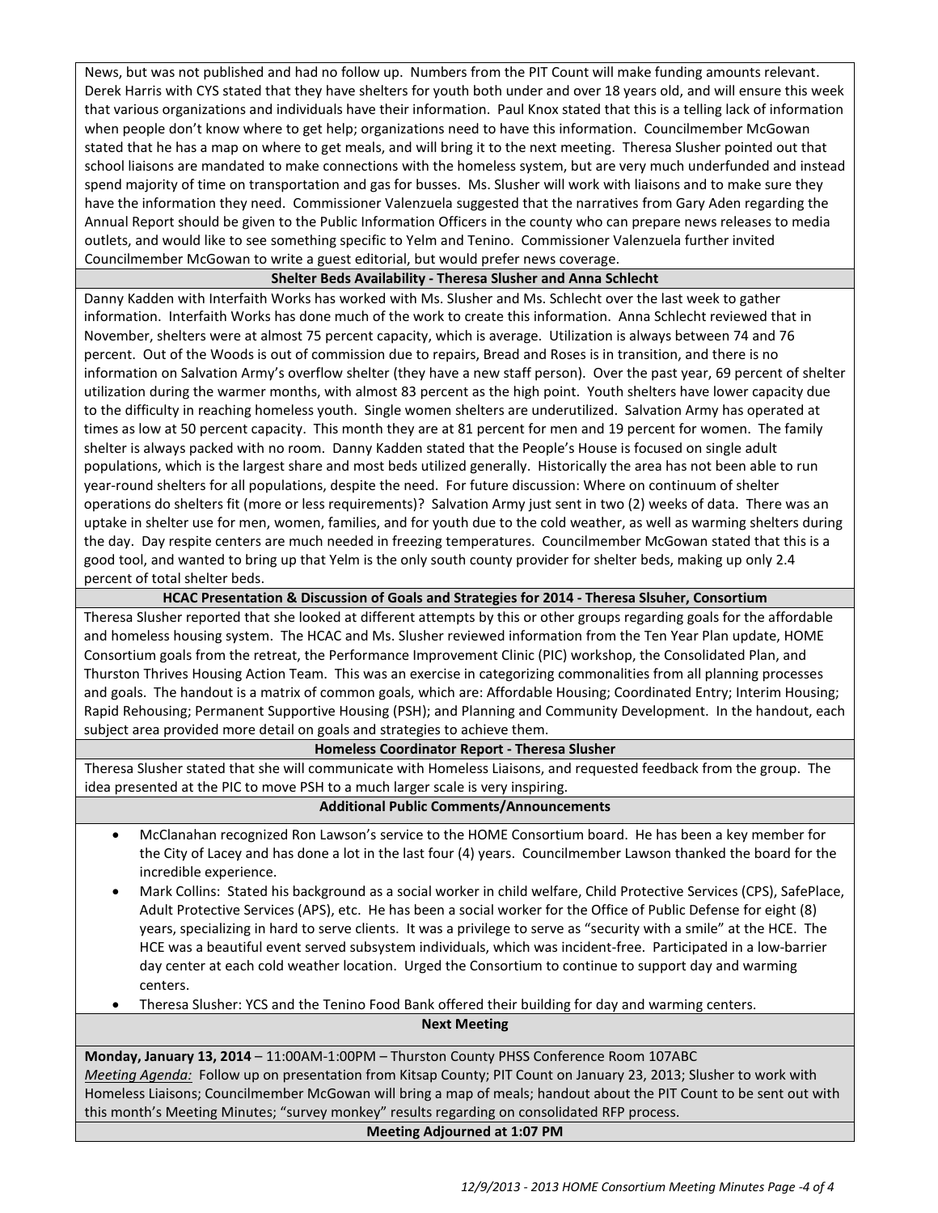News, but was not published and had no follow up. Numbers from the PIT Count will make funding amounts relevant. Derek Harris with CYS stated that they have shelters for youth both under and over 18 years old, and will ensure this week that various organizations and individuals have their information. Paul Knox stated that this is a telling lack of information when people don't know where to get help; organizations need to have this information. Councilmember McGowan stated that he has a map on where to get meals, and will bring it to the next meeting. Theresa Slusher pointed out that school liaisons are mandated to make connections with the homeless system, but are very much underfunded and instead spend majority of time on transportation and gas for busses. Ms. Slusher will work with liaisons and to make sure they have the information they need. Commissioner Valenzuela suggested that the narratives from Gary Aden regarding the Annual Report should be given to the Public Information Officers in the county who can prepare news releases to media outlets, and would like to see something specific to Yelm and Tenino. Commissioner Valenzuela further invited Councilmember McGowan to write a guest editorial, but would prefer news coverage.

**Shelter Beds Availability - Theresa Slusher and Anna Schlecht**

Danny Kadden with Interfaith Works has worked with Ms. Slusher and Ms. Schlecht over the last week to gather information. Interfaith Works has done much of the work to create this information. Anna Schlecht reviewed that in November, shelters were at almost 75 percent capacity, which is average. Utilization is always between 74 and 76 percent. Out of the Woods is out of commission due to repairs, Bread and Roses is in transition, and there is no information on Salvation Army's overflow shelter (they have a new staff person). Over the past year, 69 percent of shelter utilization during the warmer months, with almost 83 percent as the high point. Youth shelters have lower capacity due to the difficulty in reaching homeless youth. Single women shelters are underutilized. Salvation Army has operated at times as low at 50 percent capacity. This month they are at 81 percent for men and 19 percent for women. The family shelter is always packed with no room. Danny Kadden stated that the People's House is focused on single adult populations, which is the largest share and most beds utilized generally. Historically the area has not been able to run year-round shelters for all populations, despite the need. For future discussion: Where on continuum of shelter operations do shelters fit (more or less requirements)? Salvation Army just sent in two (2) weeks of data. There was an uptake in shelter use for men, women, families, and for youth due to the cold weather, as well as warming shelters during the day. Day respite centers are much needed in freezing temperatures. Councilmember McGowan stated that this is a good tool, and wanted to bring up that Yelm is the only south county provider for shelter beds, making up only 2.4 percent of total shelter beds.

**HCAC Presentation & Discussion of Goals and Strategies for 2014 - Theresa Slsuher, Consortium**

Theresa Slusher reported that she looked at different attempts by this or other groups regarding goals for the affordable and homeless housing system. The HCAC and Ms. Slusher reviewed information from the Ten Year Plan update, HOME Consortium goals from the retreat, the Performance Improvement Clinic (PIC) workshop, the Consolidated Plan, and Thurston Thrives Housing Action Team. This was an exercise in categorizing commonalities from all planning processes and goals. The handout is a matrix of common goals, which are: Affordable Housing; Coordinated Entry; Interim Housing; Rapid Rehousing; Permanent Supportive Housing (PSH); and Planning and Community Development. In the handout, each subject area provided more detail on goals and strategies to achieve them.

**Homeless Coordinator Report - Theresa Slusher**

Theresa Slusher stated that she will communicate with Homeless Liaisons, and requested feedback from the group. The idea presented at the PIC to move PSH to a much larger scale is very inspiring.

**Additional Public Comments/Announcements**

- McClanahan recognized Ron Lawson's service to the HOME Consortium board. He has been a key member for the City of Lacey and has done a lot in the last four (4) years. Councilmember Lawson thanked the board for the incredible experience.
- Mark Collins: Stated his background as a social worker in child welfare, Child Protective Services (CPS), SafePlace, Adult Protective Services (APS), etc. He has been a social worker for the Office of Public Defense for eight (8) years, specializing in hard to serve clients. It was a privilege to serve as "security with a smile" at the HCE. The HCE was a beautiful event served subsystem individuals, which was incident-free. Participated in a low-barrier day center at each cold weather location. Urged the Consortium to continue to support day and warming centers.
- Theresa Slusher: YCS and the Tenino Food Bank offered their building for day and warming centers.

**Next Meeting**

**Monday, January 13, 2014** – 11:00AM-1:00PM – Thurston County PHSS Conference Room 107ABC

*Meeting Agenda:* Follow up on presentation from Kitsap County; PIT Count on January 23, 2013; Slusher to work with Homeless Liaisons; Councilmember McGowan will bring a map of meals; handout about the PIT Count to be sent out with this month's Meeting Minutes; "survey monkey" results regarding on consolidated RFP process.

**Meeting Adjourned at 1:07 PM**